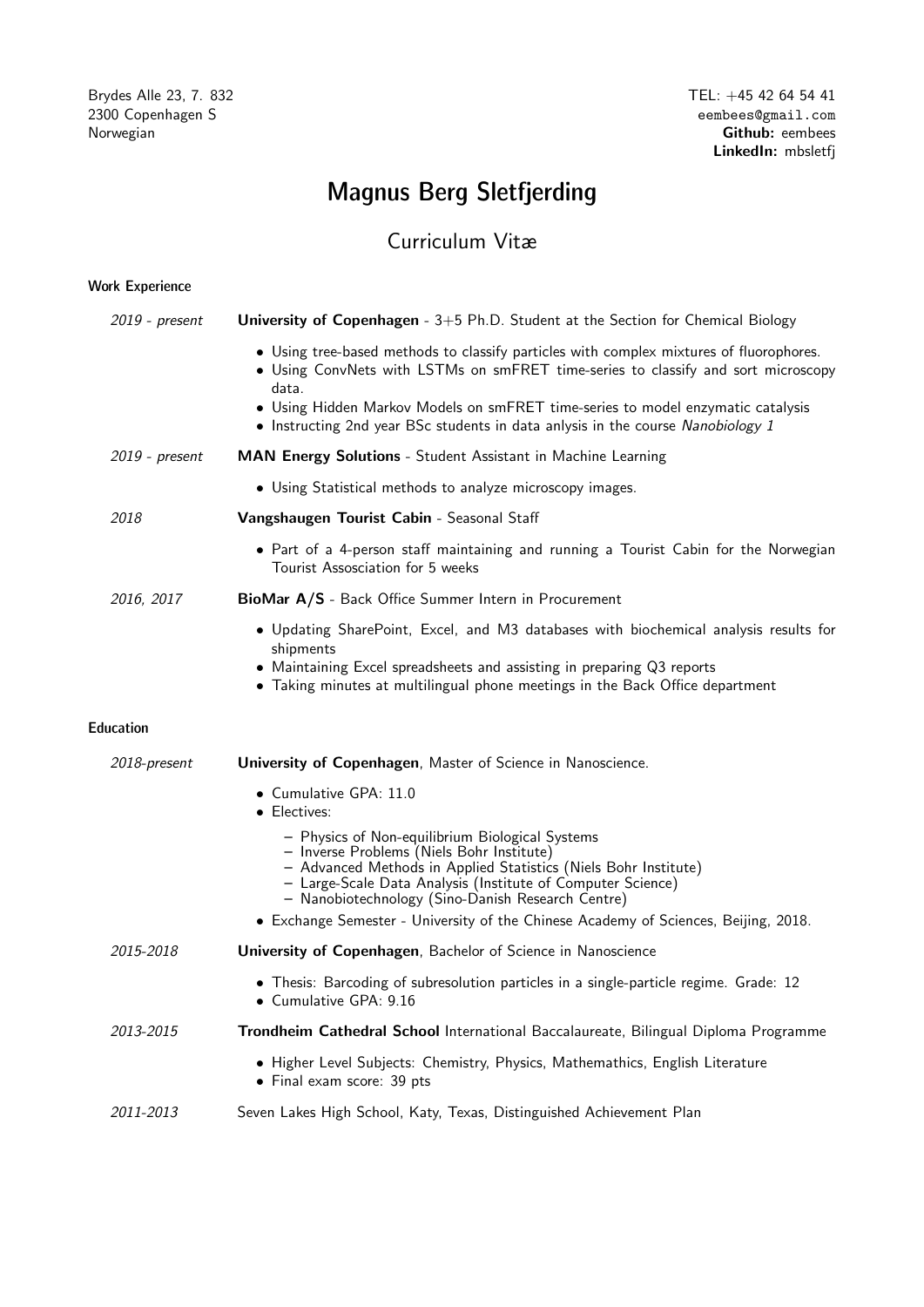Brydes Alle 23, 7. 832
2300 Copenhagen S
Norwegian

TEL: +45 42 64 54 41
eembees@gmail.com
**Github:** eembees
**LinkedIn:** mbsletfj

# Magnus Berg Sletfjerding

## Curriculum Vitæ

### Work Experience

*2019 - present* — **University of Copenhagen** - 3+5 Ph.D. Student at the Section for Chemical Biology

- Using tree-based methods to classify particles with complex mixtures of fluorophores.
- Using ConvNets with LSTMs on smFRET time-series to classify and sort microscopy data.
- Using Hidden Markov Models on smFRET time-series to model enzymatic catalysis
- Instructing 2nd year BSc students in data anlysis in the course *Nanobiology 1*

*2019 - present* — **MAN Energy Solutions** - Student Assistant in Machine Learning

- Using Statistical methods to analyze microscopy images.

*2018* — **Vangshaugen Tourist Cabin** - Seasonal Staff

- Part of a 4-person staff maintaining and running a Tourist Cabin for the Norwegian Tourist Assosciation for 5 weeks

*2016, 2017* — **BioMar A/S** - Back Office Summer Intern in Procurement

- Updating SharePoint, Excel, and M3 databases with biochemical analysis results for shipments
- Maintaining Excel spreadsheets and assisting in preparing Q3 reports
- Taking minutes at multilingual phone meetings in the Back Office department

### Education

*2018-present* — **University of Copenhagen**, Master of Science in Nanoscience.

- Cumulative GPA: 11.0
- Electives:
  - Physics of Non-equilibrium Biological Systems
  - Inverse Problems (Niels Bohr Institute)
  - Advanced Methods in Applied Statistics (Niels Bohr Institute)
  - Large-Scale Data Analysis (Institute of Computer Science)
  - Nanobiotechnology (Sino-Danish Research Centre)
- Exchange Semester - University of the Chinese Academy of Sciences, Beijing, 2018.

*2015-2018* — **University of Copenhagen**, Bachelor of Science in Nanoscience

- Thesis: Barcoding of subresolution particles in a single-particle regime. Grade: 12
- Cumulative GPA: 9.16

*2013-2015* — **Trondheim Cathedral School** International Baccalaureate, Bilingual Diploma Programme

- Higher Level Subjects: Chemistry, Physics, Mathemathics, English Literature
- Final exam score: 39 pts

*2011-2013* — Seven Lakes High School, Katy, Texas, Distinguished Achievement Plan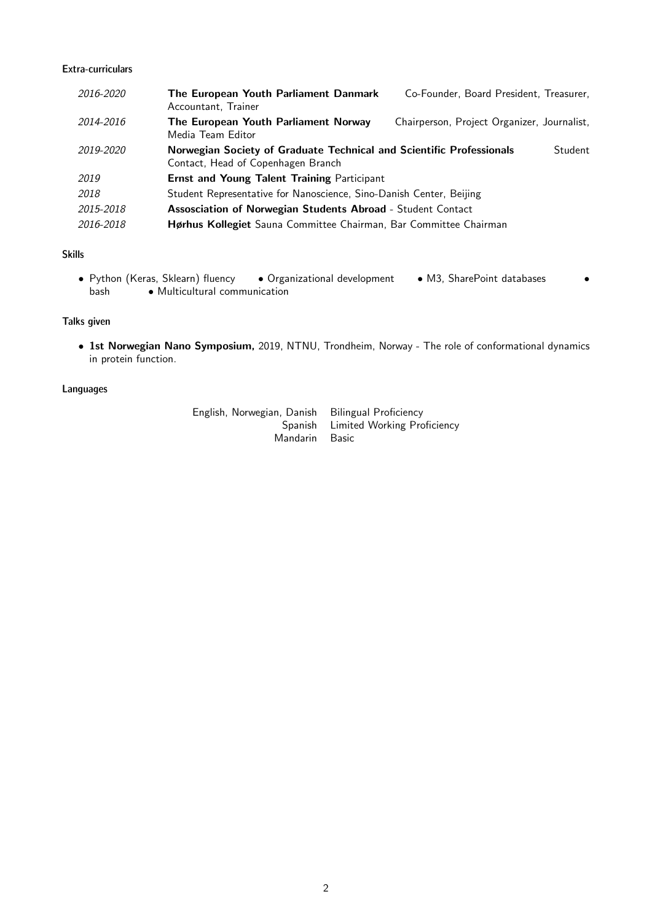### Extra-curriculars

| | |
|---|---|
| *2016-2020* | **The European Youth Parliament Danmark** Co-Founder, Board President, Treasurer, Accountant, Trainer |
| *2014-2016* | **The European Youth Parliament Norway** Chairperson, Project Organizer, Journalist, Media Team Editor |
| *2019-2020* | **Norwegian Society of Graduate Technical and Scientific Professionals** Student Contact, Head of Copenhagen Branch |
| *2019* | **Ernst and Young Talent Training** Participant |
| *2018* | Student Representative for Nanoscience, Sino-Danish Center, Beijing |
| *2015-2018* | **Assosciation of Norwegian Students Abroad** - Student Contact |
| *2016-2018* | **Hørhus Kollegiet** Sauna Committee Chairman, Bar Committee Chairman |

### Skills

- Python (Keras, Sklearn) fluency
- Organizational development
- M3, SharePoint databases
- bash
- Multicultural communication

### Talks given

- **1st Norwegian Nano Symposium,** 2019, NTNU, Trondheim, Norway - The role of conformational dynamics in protein function.

### Languages

| | |
|---|---|
| English, Norwegian, Danish | Bilingual Proficiency |
| Spanish | Limited Working Proficiency |
| Mandarin | Basic |